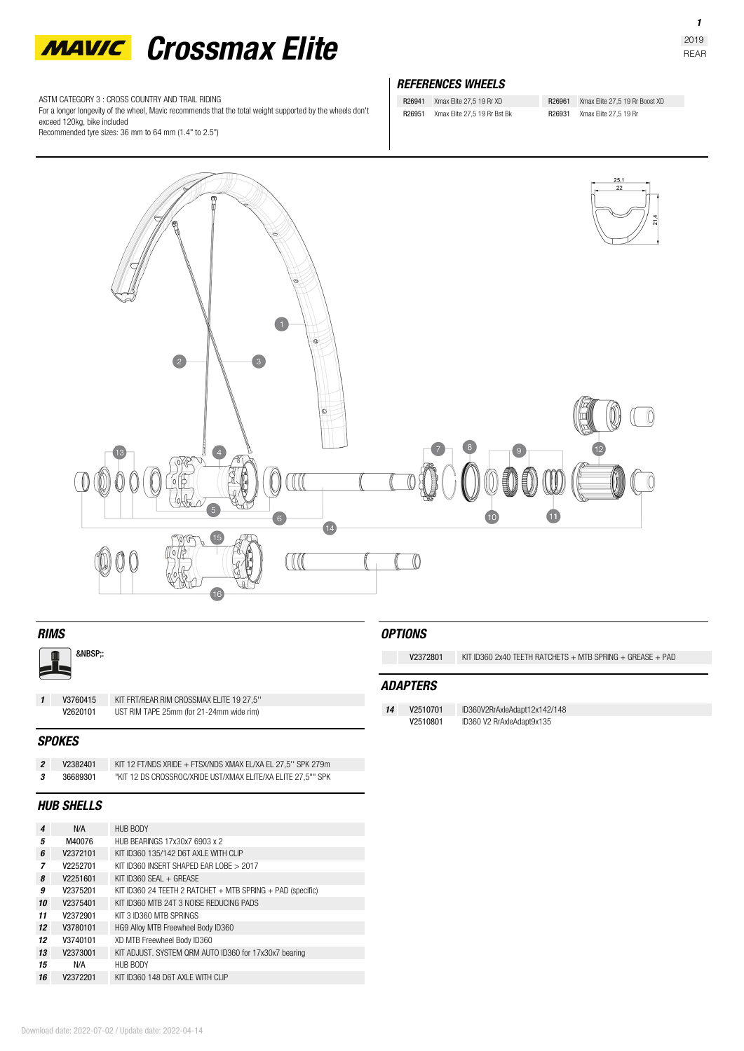# MAVIC Crossmax Elite

2019
REAR

ASTM CATEGORY 3 : CROSS COUNTRY AND TRAIL RIDING
For a longer longevity of the wheel, Mavic recommends that the total weight supported by the wheels don't exceed 120kg, bike included
Recommended tyre sizes: 36 mm to 64 mm (1.4" to 2.5")

## REFERENCES WHEELS

| | | | |
|---|---|---|---|
| R26941 | Xmax Elite 27,5 19 Rr XD | R26961 | Xmax Elite 27,5 19 Rr Boost XD |
| R26951 | Xmax Elite 27,5 19 Rr Bst Bk | R26931 | Xmax Elite 27,5 19 Rr |

## RIMS

&NBSP;:

| | | |
|---|---|---|
| 1 | V3760415 | KIT FRT/REAR RIM CROSSMAX ELITE 19 27,5'' |
| | V2620101 | UST RIM TAPE 25mm (for 21-24mm wide rim) |

## SPOKES

| | | |
|---|---|---|
| 2 | V2382401 | KIT 12 FT/NDS XRIDE + FTSX/NDS XMAX EL/XA EL 27,5'' SPK 279m |
| 3 | 36689301 | "KIT 12 DS CROSSROC/XRIDE UST/XMAX ELITE/XA ELITE 27,5"" SPK |

## HUB SHELLS

| | | |
|---|---|---|
| 4 | N/A | HUB BODY |
| 5 | M40076 | HUB BEARINGS 17x30x7 6903 x 2 |
| 6 | V2372101 | KIT ID360 135/142 D6T AXLE WITH CLIP |
| 7 | V2252701 | KIT ID360 INSERT SHAPED EAR LOBE > 2017 |
| 8 | V2251601 | KIT ID360 SEAL + GREASE |
| 9 | V2375201 | KIT ID360 24 TEETH 2 RATCHET + MTB SPRING + PAD (specific) |
| 10 | V2375401 | KIT ID360 MTB 24T 3 NOISE REDUCING PADS |
| 11 | V2372901 | KIT 3 ID360 MTB SPRINGS |
| 12 | V3780101 | HG9 Alloy MTB Freewheel Body ID360 |
| 12 | V3740101 | XD MTB Freewheel Body ID360 |
| 13 | V2373001 | KIT ADJUST. SYSTEM QRM AUTO ID360 for 17x30x7 bearing |
| 15 | N/A | HUB BODY |
| 16 | V2372201 | KIT ID360 148 D6T AXLE WITH CLIP |

## OPTIONS

| | |
|---|---|
| V2372801 | KIT ID360 2x40 TEETH RATCHETS + MTB SPRING + GREASE + PAD |

## ADAPTERS

| | | |
|---|---|---|
| 14 | V2510701 | ID360V2RrAxleAdapt12x142/148 |
| | V2510801 | ID360 V2 RrAxleAdapt9x135 |

Download date: 2022-07-02 / Update date: 2022-04-14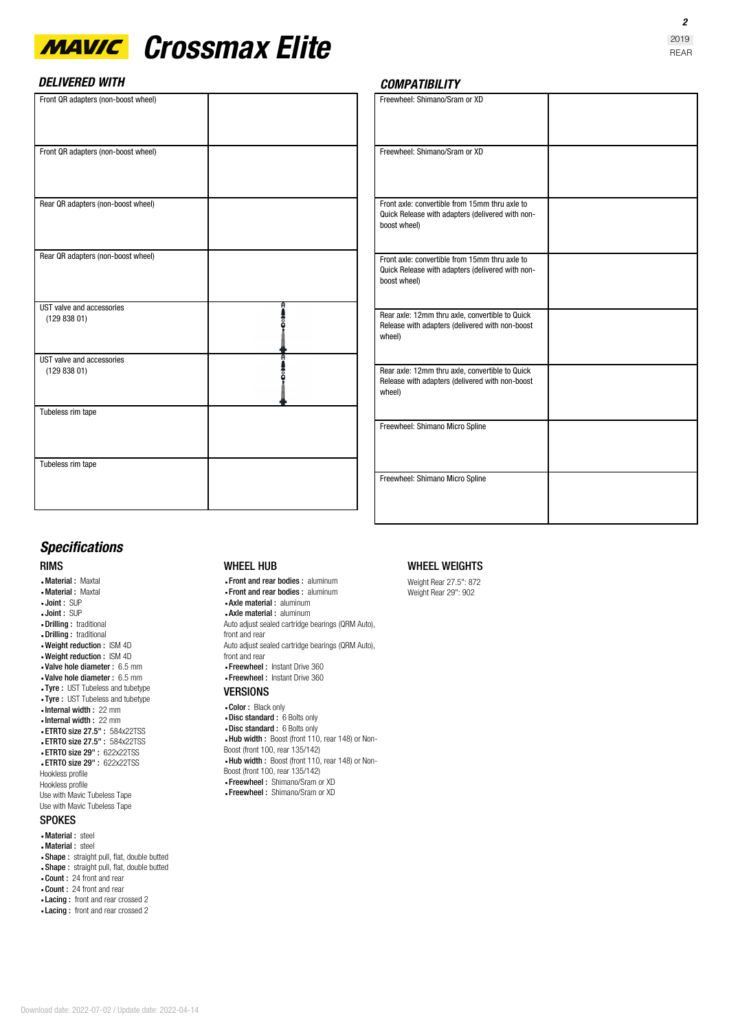# MAVIC Crossmax Elite

2019
REAR

## DELIVERED WITH

| | |
|---|---|
| Front QR adapters (non-boost wheel) | |
| Front QR adapters (non-boost wheel) | |
| Rear QR adapters (non-boost wheel) | |
| Rear QR adapters (non-boost wheel) | |
| UST valve and accessories (129 838 01) | |
| UST valve and accessories (129 838 01) | |
| Tubeless rim tape | |
| Tubeless rim tape | |

## COMPATIBILITY

| | |
|---|---|
| Freewheel: Shimano/Sram or XD | |
| Freewheel: Shimano/Sram or XD | |
| Front axle: convertible from 15mm thru axle to Quick Release with adapters (delivered with non-boost wheel) | |
| Front axle: convertible from 15mm thru axle to Quick Release with adapters (delivered with non-boost wheel) | |
| Rear axle: 12mm thru axle, convertible to Quick Release with adapters (delivered with non-boost wheel) | |
| Rear axle: 12mm thru axle, convertible to Quick Release with adapters (delivered with non-boost wheel) | |
| Freewheel: Shimano Micro Spline | |
| Freewheel: Shimano Micro Spline | |

## Specifications

### RIMS

- **Material :** Maxtal
- **Material :** Maxtal
- **Joint :** SUP
- **Joint :** SUP
- **Drilling :** traditional
- **Drilling :** traditional
- **Weight reduction :** ISM 4D
- **Weight reduction :** ISM 4D
- **Valve hole diameter :** 6.5 mm
- **Valve hole diameter :** 6.5 mm
- **Tyre :** UST Tubeless and tubetype
- **Tyre :** UST Tubeless and tubetype
- **Internal width :** 22 mm
- **Internal width :** 22 mm
- **ETRTO size 27.5" :** 584x22TSS
- **ETRTO size 27.5" :** 584x22TSS
- **ETRTO size 29" :** 622x22TSS
- **ETRTO size 29" :** 622x22TSS

Hookless profile
Hookless profile
Use with Mavic Tubeless Tape
Use with Mavic Tubeless Tape

### SPOKES

- **Material :** steel
- **Material :** steel
- **Shape :** straight pull, flat, double butted
- **Shape :** straight pull, flat, double butted
- **Count :** 24 front and rear
- **Count :** 24 front and rear
- **Lacing :** front and rear crossed 2
- **Lacing :** front and rear crossed 2

### WHEEL HUB

- **Front and rear bodies :** aluminum
- **Front and rear bodies :** aluminum
- **Axle material :** aluminum
- **Axle material :** aluminum

Auto adjust sealed cartridge bearings (QRM Auto), front and rear
Auto adjust sealed cartridge bearings (QRM Auto), front and rear

- **Freewheel :** Instant Drive 360
- **Freewheel :** Instant Drive 360

### VERSIONS

- **Color :** Black only
- **Disc standard :** 6 Bolts only
- **Disc standard :** 6 Bolts only
- **Hub width :** Boost (front 110, rear 148) or Non-Boost (front 100, rear 135/142)
- **Hub width :** Boost (front 110, rear 148) or Non-Boost (front 100, rear 135/142)
- **Freewheel :** Shimano/Sram or XD
- **Freewheel :** Shimano/Sram or XD

### WHEEL WEIGHTS

Weight Rear 27.5": 872
Weight Rear 29": 902

Download date: 2022-07-02 / Update date: 2022-04-14